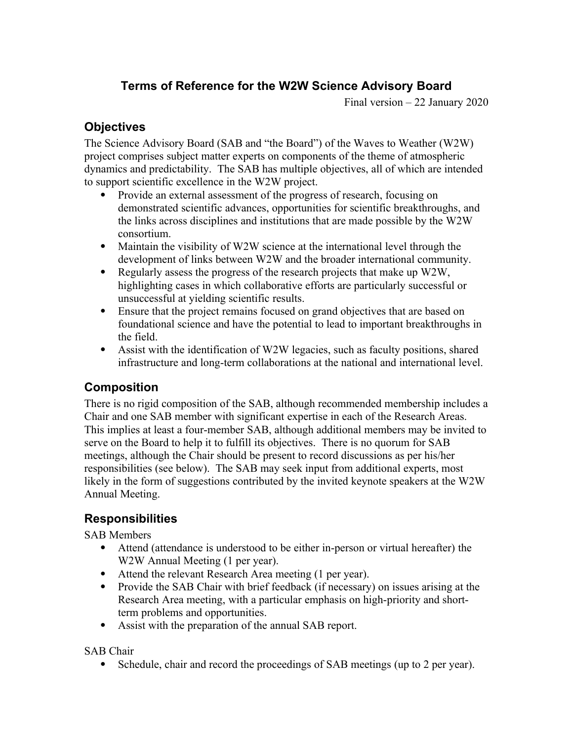# Terms of Reference for the W2W Science Advisory Board

Final version – 22 January 2020

## Objectives

The Science Advisory Board (SAB and "the Board") of the Waves to Weather (W2W) project comprises subject matter experts on components of the theme of atmospheric dynamics and predictability. The SAB has multiple objectives, all of which are intended to support scientific excellence in the W2W project.

- Provide an external assessment of the progress of research, focusing on demonstrated scientific advances, opportunities for scientific breakthroughs, and the links across disciplines and institutions that are made possible by the W2W consortium.
- Maintain the visibility of W2W science at the international level through the development of links between W2W and the broader international community.
- Regularly assess the progress of the research projects that make up W2W, highlighting cases in which collaborative efforts are particularly successful or unsuccessful at yielding scientific results.
- Ensure that the project remains focused on grand objectives that are based on foundational science and have the potential to lead to important breakthroughs in the field.
- Assist with the identification of W2W legacies, such as faculty positions, shared infrastructure and long-term collaborations at the national and international level.

## Composition

There is no rigid composition of the SAB, although recommended membership includes a Chair and one SAB member with significant expertise in each of the Research Areas. This implies at least a four-member SAB, although additional members may be invited to serve on the Board to help it to fulfill its objectives. There is no quorum for SAB meetings, although the Chair should be present to record discussions as per his/her responsibilities (see below). The SAB may seek input from additional experts, most likely in the form of suggestions contributed by the invited keynote speakers at the W2W Annual Meeting.

## Responsibilities

SAB Members

- Attend (attendance is understood to be either in-person or virtual hereafter) the W2W Annual Meeting (1 per year).
- Attend the relevant Research Area meeting (1 per year).
- Provide the SAB Chair with brief feedback (if necessary) on issues arising at the Research Area meeting, with a particular emphasis on high-priority and short-term problems and opportunities.
- Assist with the preparation of the annual SAB report.

SAB Chair

- Schedule, chair and record the proceedings of SAB meetings (up to 2 per year).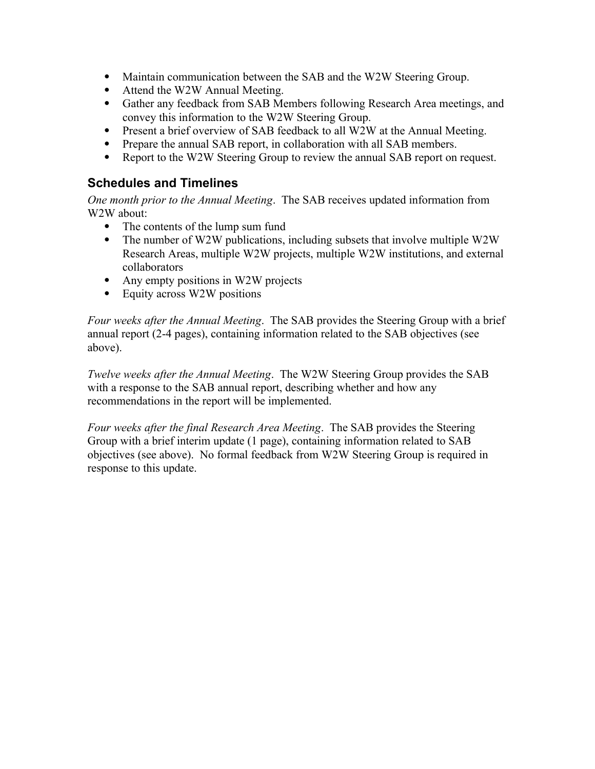- Maintain communication between the SAB and the W2W Steering Group.
- Attend the W2W Annual Meeting.
- Gather any feedback from SAB Members following Research Area meetings, and convey this information to the W2W Steering Group.
- Present a brief overview of SAB feedback to all W2W at the Annual Meeting.
- Prepare the annual SAB report, in collaboration with all SAB members.
- Report to the W2W Steering Group to review the annual SAB report on request.

## Schedules and Timelines

*One month prior to the Annual Meeting*. The SAB receives updated information from W2W about:

- The contents of the lump sum fund
- The number of W2W publications, including subsets that involve multiple W2W Research Areas, multiple W2W projects, multiple W2W institutions, and external collaborators
- Any empty positions in W2W projects
- Equity across W2W positions

*Four weeks after the Annual Meeting*. The SAB provides the Steering Group with a brief annual report (2-4 pages), containing information related to the SAB objectives (see above).

*Twelve weeks after the Annual Meeting*. The W2W Steering Group provides the SAB with a response to the SAB annual report, describing whether and how any recommendations in the report will be implemented.

*Four weeks after the final Research Area Meeting*. The SAB provides the Steering Group with a brief interim update (1 page), containing information related to SAB objectives (see above). No formal feedback from W2W Steering Group is required in response to this update.